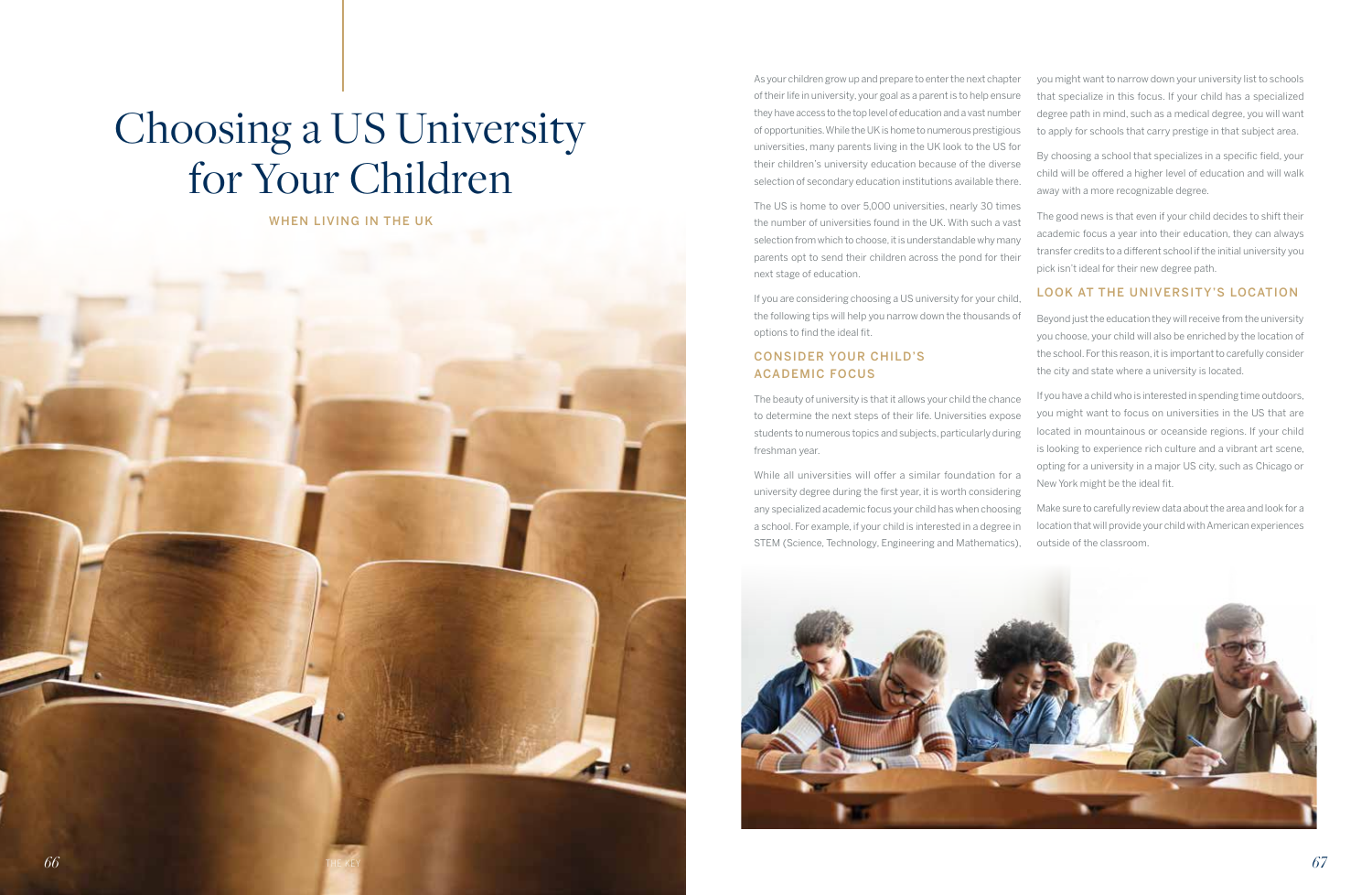# Choosing a US University for Your Children

## WHEN LIVING IN THE UK

As your children grow up and prepare to enter the next chapter of their life in university, your goal as a parent is to help ensure they have access to the top level of education and a vast number of opportunities. While the UK is home to numerous prestigious universities, many parents living in the UK look to the US for their children's university education because of the diverse selection of secondary education institutions available there.

The US is home to over 5,000 universities, nearly 30 times the number of universities found in the UK. With such a vast selection from which to choose, it is understandable why many parents opt to send their children across the pond for their next stage of education.

If you are considering choosing a US university for your child, the following tips will help you narrow down the thousands of options to find the ideal fit.

### CONSIDER YOUR CHILD'S ACADEMIC FOCUS

The beauty of university is that it allows your child the chance to determine the next steps of their life. Universities expose students to numerous topics and subjects, particularly during freshman year.

While all universities will offer a similar foundation for a university degree during the first year, it is worth considering any specialized academic focus your child has when choosing a school. For example, if your child is interested in a degree in STEM (Science, Technology, Engineering and Mathematics), you might want to narrow down your university list to schools that specialize in this focus. If your child has a specialized degree path in mind, such as a medical degree, you will want to apply for schools that carry prestige in that subject area.

By choosing a school that specializes in a specific field, your child will be offered a higher level of education and will walk away with a more recognizable degree.

The good news is that even if your child decides to shift their academic focus a year into their education, they can always transfer credits to a different school if the initial university you pick isn't ideal for their new degree path.

### LOOK AT THE UNIVERSITY'S LOCATION

Beyond just the education they will receive from the university you choose, your child will also be enriched by the location of the school. For this reason, it is important to carefully consider the city and state where a university is located.

If you have a child who is interested in spending time outdoors, you might want to focus on universities in the US that are located in mountainous or oceanside regions. If your child is looking to experience rich culture and a vibrant art scene, opting for a university in a major US city, such as Chicago or New York might be the ideal fit.

Make sure to carefully review data about the area and look for a location that will provide your child with American experiences outside of the classroom.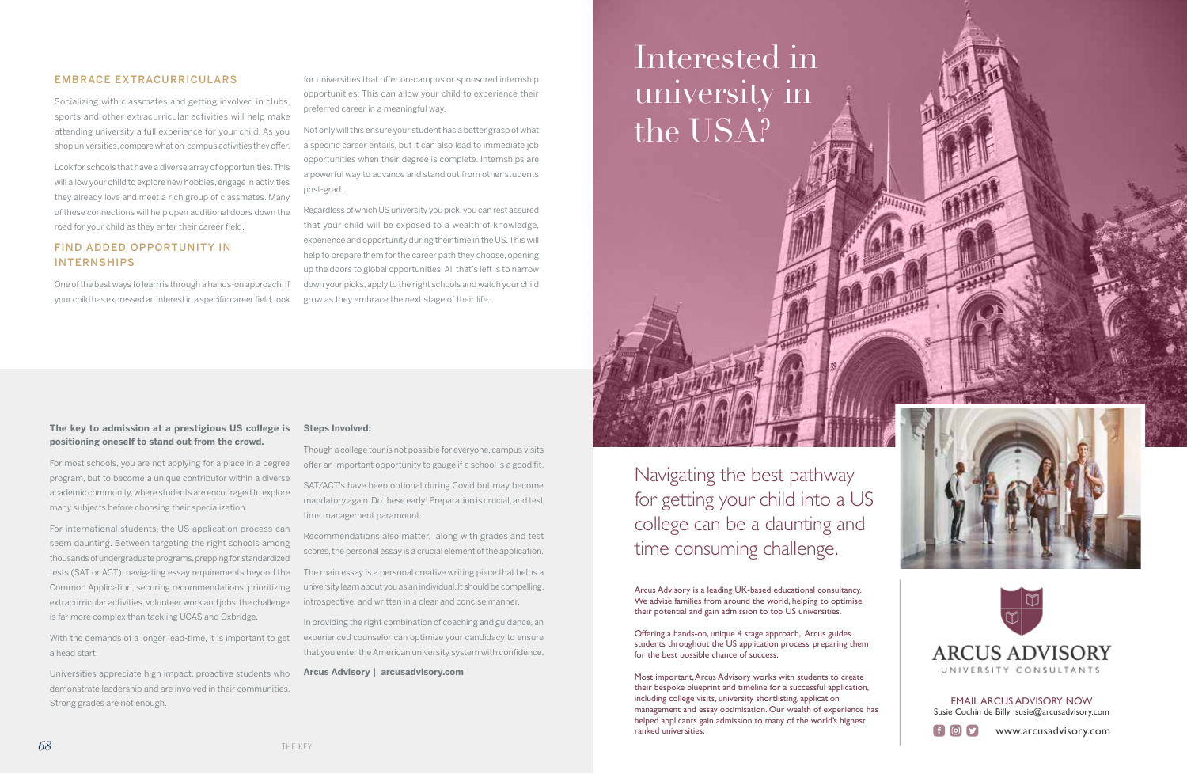## EMBRACE EXTRACURRICULARS

Socializing with classmates and getting involved in clubs, sports and other extracurricular activities will help make attending university a full experience for your child. As you shop universities, compare what on-campus activities they offer.

Look for schools that have a diverse array of opportunities. This will allow your child to explore new hobbies, engage in activities they already love and meet a rich group of classmates. Many of these connections will help open additional doors down the road for your child as they enter their career field.

## FIND ADDED OPPORTUNITY IN INTERNSHIPS

One of the best ways to learn is through a hands-on approach. If your child has expressed an interest in a specific career field, look for universities that offer on-campus or sponsored internship opportunities. This can allow your child to experience their preferred career in a meaningful way.

Not only will this ensure your student has a better grasp of what a specific career entails, but it can also lead to immediate job opportunities when their degree is complete. Internships are a powerful way to advance and stand out from other students post-grad.

Regardless of which US university you pick, you can rest assured that your child will be exposed to a wealth of knowledge, experience and opportunity during their time in the US. This will help to prepare them for the career path they choose, opening up the doors to global opportunities. All that's left is to narrow down your picks, apply to the right schools and watch your child grow as they embrace the next stage of their life.

**The key to admission at a prestigious US college is positioning oneself to stand out from the crowd.**

For most schools, you are not applying for a place in a degree program, but to become a unique contributor within a diverse academic community, where students are encouraged to explore many subjects before choosing their specialization.

For international students, the US application process can seem daunting. Between targeting the right schools among thousands of undergraduate programs, prepping for standardized tests (SAT or ACT), navigating essay requirements beyond the Common Application, securing recommendations, prioritizing extracurricular activities, volunteer work and jobs, the challenge is far more complex than tackling UCAS and Oxbridge.

With the demands of a longer lead-time, it is important to get a head start.

Universities appreciate high impact, proactive students who demonstrate leadership and are involved in their communities. Strong grades are not enough.

**Steps Involved:**

Though a college tour is not possible for everyone, campus visits offer an important opportunity to gauge if a school is a good fit.

SAT/ACT's have been optional during Covid but may become mandatory again. Do these early! Preparation is crucial, and test time management paramount.

Recommendations also matter, along with grades and test scores, the personal essay is a crucial element of the application.

The main essay is a personal creative writing piece that helps a university learn about you as an individual. It should be compelling, introspective, and written in a clear and concise manner.

In providing the right combination of coaching and guidance, an experienced counselor can optimize your candidacy to ensure that you enter the American university system with confidence.

**Arcus Advisory | arcusadvisory.com**

# Interested in university in the USA?

Navigating the best pathway for getting your child into a US college can be a daunting and time consuming challenge.

Arcus Advisory is a leading UK-based educational consultancy. We advise families from around the world, helping to optimise their potential and gain admission to top US universities.

Offering a hands-on, unique 4 stage approach, Arcus guides students throughout the US application process, preparing them for the best possible chance of success.

Most important, Arcus Advisory works with students to create their bespoke blueprint and timeline for a successful application, including college visits, university shortlisting, application management and essay optimisation. Our wealth of experience has helped applicants gain admission to many of the world's highest ranked universities.

ARCUS ADVISORY
UNIVERSITY CONSULTANTS

EMAIL ARCUS ADVISORY NOW
Susie Cochin de Billy susie@arcusadvisory.com

www.arcusadvisory.com